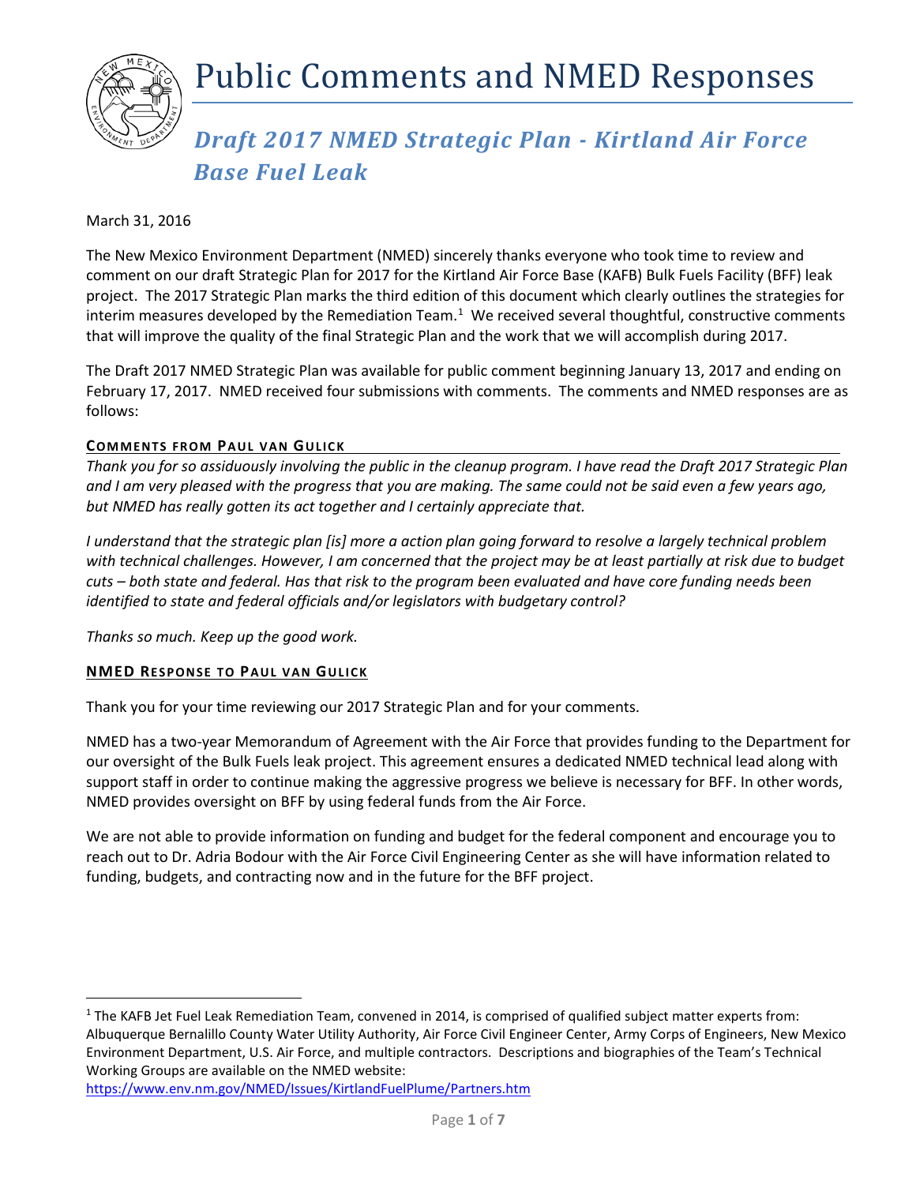# Public Comments and NMED Responses

## *Draft 2017 NMED Strategic Plan - Kirtland Air Force Base Fuel Leak*

March 31, 2016

The New Mexico Environment Department (NMED) sincerely thanks everyone who took time to review and comment on our draft Strategic Plan for 2017 for the Kirtland Air Force Base (KAFB) Bulk Fuels Facility (BFF) leak project. The 2017 Strategic Plan marks the third edition of this document which clearly outlines the strategies for interim measures developed by the Remediation Team.[1] We received several thoughtful, constructive comments that will improve the quality of the final Strategic Plan and the work that we will accomplish during 2017.

The Draft 2017 NMED Strategic Plan was available for public comment beginning January 13, 2017 and ending on February 17, 2017. NMED received four submissions with comments. The comments and NMED responses are as follows:

### COMMENTS FROM PAUL VAN GULICK

*Thank you for so assiduously involving the public in the cleanup program. I have read the Draft 2017 Strategic Plan and I am very pleased with the progress that you are making. The same could not be said even a few years ago, but NMED has really gotten its act together and I certainly appreciate that.*

*I understand that the strategic plan [is] more a action plan going forward to resolve a largely technical problem with technical challenges. However, I am concerned that the project may be at least partially at risk due to budget cuts – both state and federal. Has that risk to the program been evaluated and have core funding needs been identified to state and federal officials and/or legislators with budgetary control?*

*Thanks so much. Keep up the good work.*

### NMED RESPONSE TO PAUL VAN GULICK

Thank you for your time reviewing our 2017 Strategic Plan and for your comments.

NMED has a two-year Memorandum of Agreement with the Air Force that provides funding to the Department for our oversight of the Bulk Fuels leak project. This agreement ensures a dedicated NMED technical lead along with support staff in order to continue making the aggressive progress we believe is necessary for BFF. In other words, NMED provides oversight on BFF by using federal funds from the Air Force.

We are not able to provide information on funding and budget for the federal component and encourage you to reach out to Dr. Adria Bodour with the Air Force Civil Engineering Center as she will have information related to funding, budgets, and contracting now and in the future for the BFF project.

---

[1] The KAFB Jet Fuel Leak Remediation Team, convened in 2014, is comprised of qualified subject matter experts from: Albuquerque Bernalillo County Water Utility Authority, Air Force Civil Engineer Center, Army Corps of Engineers, New Mexico Environment Department, U.S. Air Force, and multiple contractors. Descriptions and biographies of the Team's Technical Working Groups are available on the NMED website: https://www.env.nm.gov/NMED/Issues/KirtlandFuelPlume/Partners.htm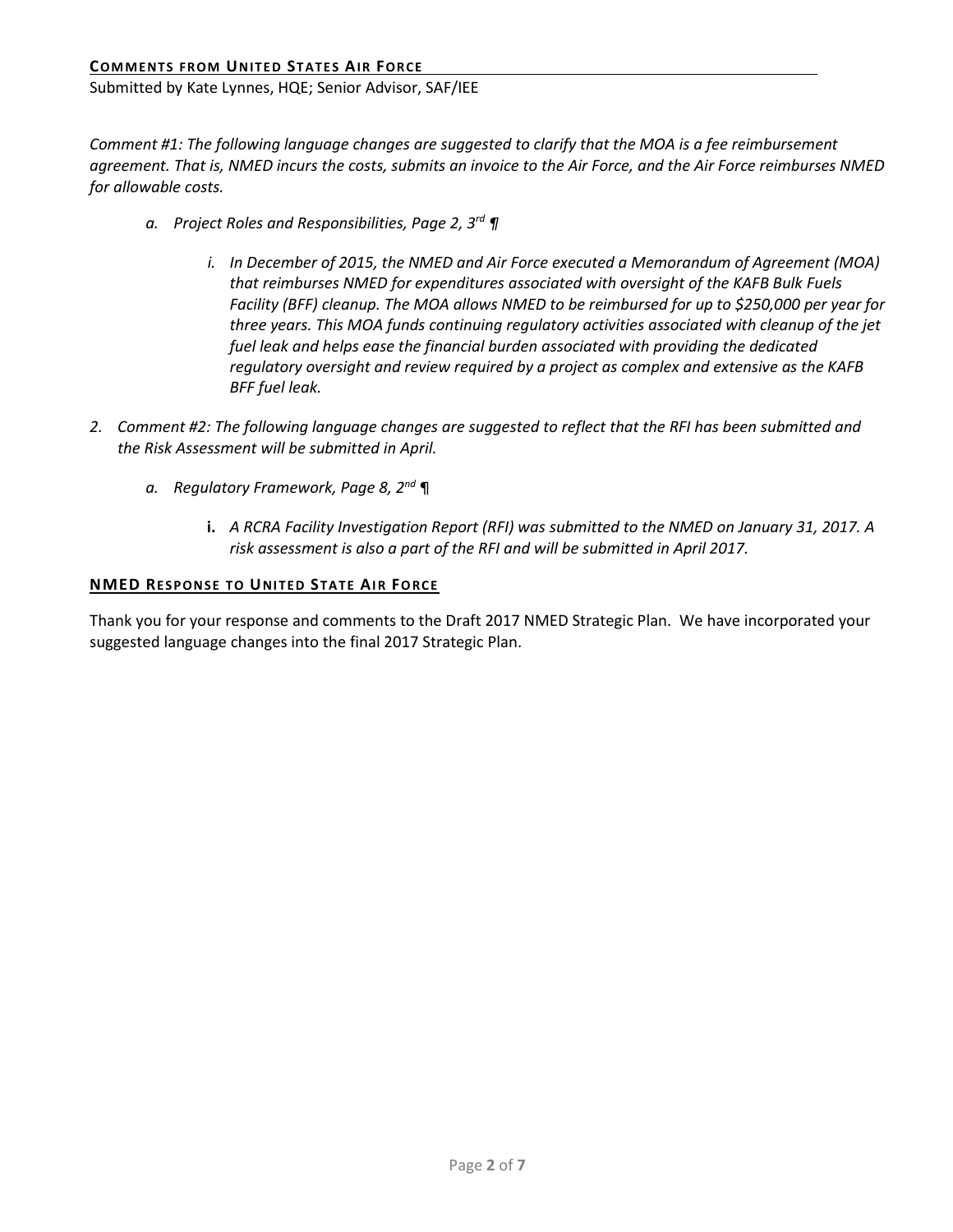## Comments from United States Air Force

Submitted by Kate Lynnes, HQE; Senior Advisor, SAF/IEE

*Comment #1: The following language changes are suggested to clarify that the MOA is a fee reimbursement agreement. That is, NMED incurs the costs, submits an invoice to the Air Force, and the Air Force reimburses NMED for allowable costs.*

- *a. Project Roles and Responsibilities, Page 2, 3rd ¶*
  - *i. In December of 2015, the NMED and Air Force executed a Memorandum of Agreement (MOA) that reimburses NMED for expenditures associated with oversight of the KAFB Bulk Fuels Facility (BFF) cleanup. The MOA allows NMED to be reimbursed for up to $250,000 per year for three years. This MOA funds continuing regulatory activities associated with cleanup of the jet fuel leak and helps ease the financial burden associated with providing the dedicated regulatory oversight and review required by a project as complex and extensive as the KAFB BFF fuel leak.*

2. *Comment #2: The following language changes are suggested to reflect that the RFI has been submitted and the Risk Assessment will be submitted in April.*
   - *a. Regulatory Framework, Page 8, 2nd ¶*
     - **i.** *A RCRA Facility Investigation Report (RFI) was submitted to the NMED on January 31, 2017. A risk assessment is also a part of the RFI and will be submitted in April 2017.*

## NMED Response to United State Air Force

Thank you for your response and comments to the Draft 2017 NMED Strategic Plan. We have incorporated your suggested language changes into the final 2017 Strategic Plan.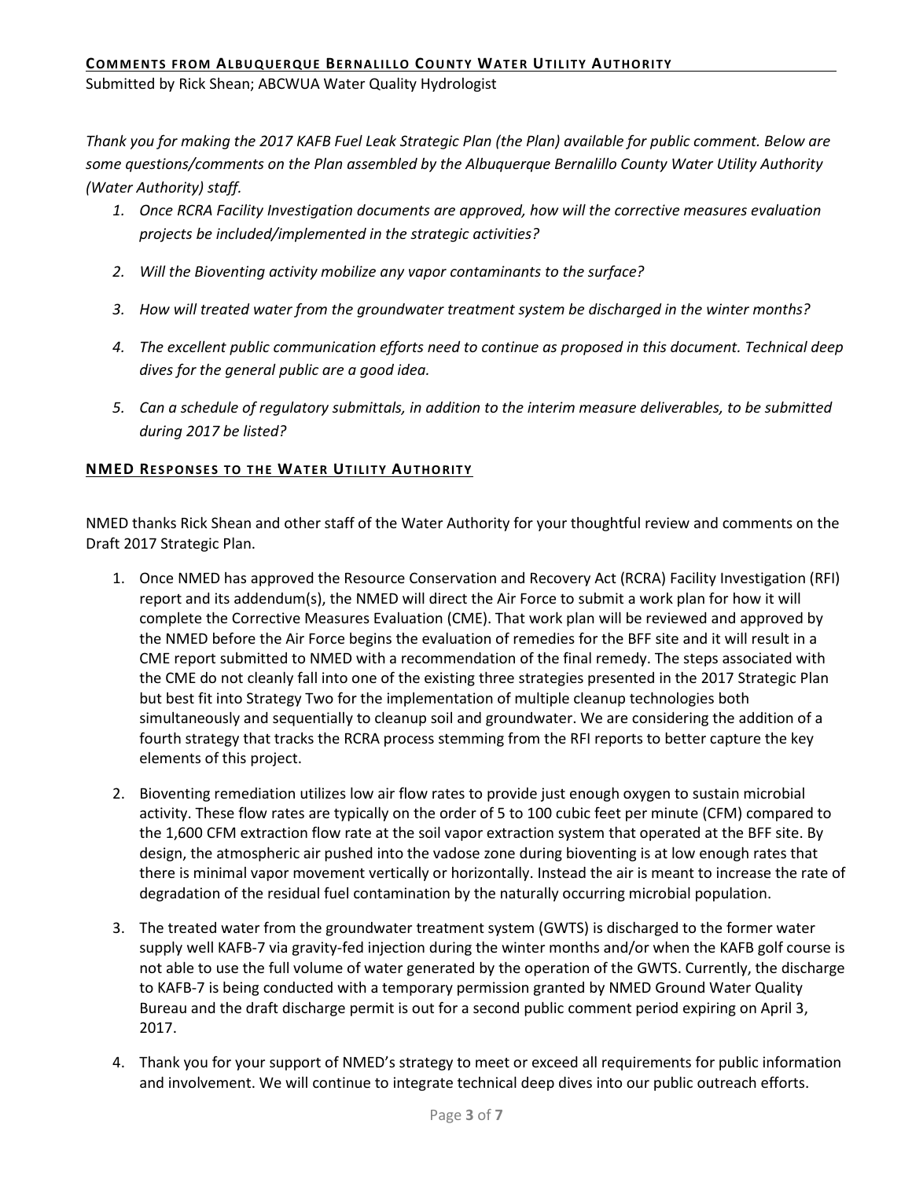## COMMENTS FROM ALBUQUERQUE BERNALILLO COUNTY WATER UTILITY AUTHORITY

Submitted by Rick Shean; ABCWUA Water Quality Hydrologist

*Thank you for making the 2017 KAFB Fuel Leak Strategic Plan (the Plan) available for public comment. Below are some questions/comments on the Plan assembled by the Albuquerque Bernalillo County Water Utility Authority (Water Authority) staff.*

1. *Once RCRA Facility Investigation documents are approved, how will the corrective measures evaluation projects be included/implemented in the strategic activities?*

2. *Will the Bioventing activity mobilize any vapor contaminants to the surface?*

3. *How will treated water from the groundwater treatment system be discharged in the winter months?*

4. *The excellent public communication efforts need to continue as proposed in this document. Technical deep dives for the general public are a good idea.*

5. *Can a schedule of regulatory submittals, in addition to the interim measure deliverables, to be submitted during 2017 be listed?*

## NMED RESPONSES TO THE WATER UTILITY AUTHORITY

NMED thanks Rick Shean and other staff of the Water Authority for your thoughtful review and comments on the Draft 2017 Strategic Plan.

1. Once NMED has approved the Resource Conservation and Recovery Act (RCRA) Facility Investigation (RFI) report and its addendum(s), the NMED will direct the Air Force to submit a work plan for how it will complete the Corrective Measures Evaluation (CME). That work plan will be reviewed and approved by the NMED before the Air Force begins the evaluation of remedies for the BFF site and it will result in a CME report submitted to NMED with a recommendation of the final remedy. The steps associated with the CME do not cleanly fall into one of the existing three strategies presented in the 2017 Strategic Plan but best fit into Strategy Two for the implementation of multiple cleanup technologies both simultaneously and sequentially to cleanup soil and groundwater. We are considering the addition of a fourth strategy that tracks the RCRA process stemming from the RFI reports to better capture the key elements of this project.

2. Bioventing remediation utilizes low air flow rates to provide just enough oxygen to sustain microbial activity. These flow rates are typically on the order of 5 to 100 cubic feet per minute (CFM) compared to the 1,600 CFM extraction flow rate at the soil vapor extraction system that operated at the BFF site. By design, the atmospheric air pushed into the vadose zone during bioventing is at low enough rates that there is minimal vapor movement vertically or horizontally. Instead the air is meant to increase the rate of degradation of the residual fuel contamination by the naturally occurring microbial population.

3. The treated water from the groundwater treatment system (GWTS) is discharged to the former water supply well KAFB-7 via gravity-fed injection during the winter months and/or when the KAFB golf course is not able to use the full volume of water generated by the operation of the GWTS. Currently, the discharge to KAFB-7 is being conducted with a temporary permission granted by NMED Ground Water Quality Bureau and the draft discharge permit is out for a second public comment period expiring on April 3, 2017.

4. Thank you for your support of NMED's strategy to meet or exceed all requirements for public information and involvement. We will continue to integrate technical deep dives into our public outreach efforts.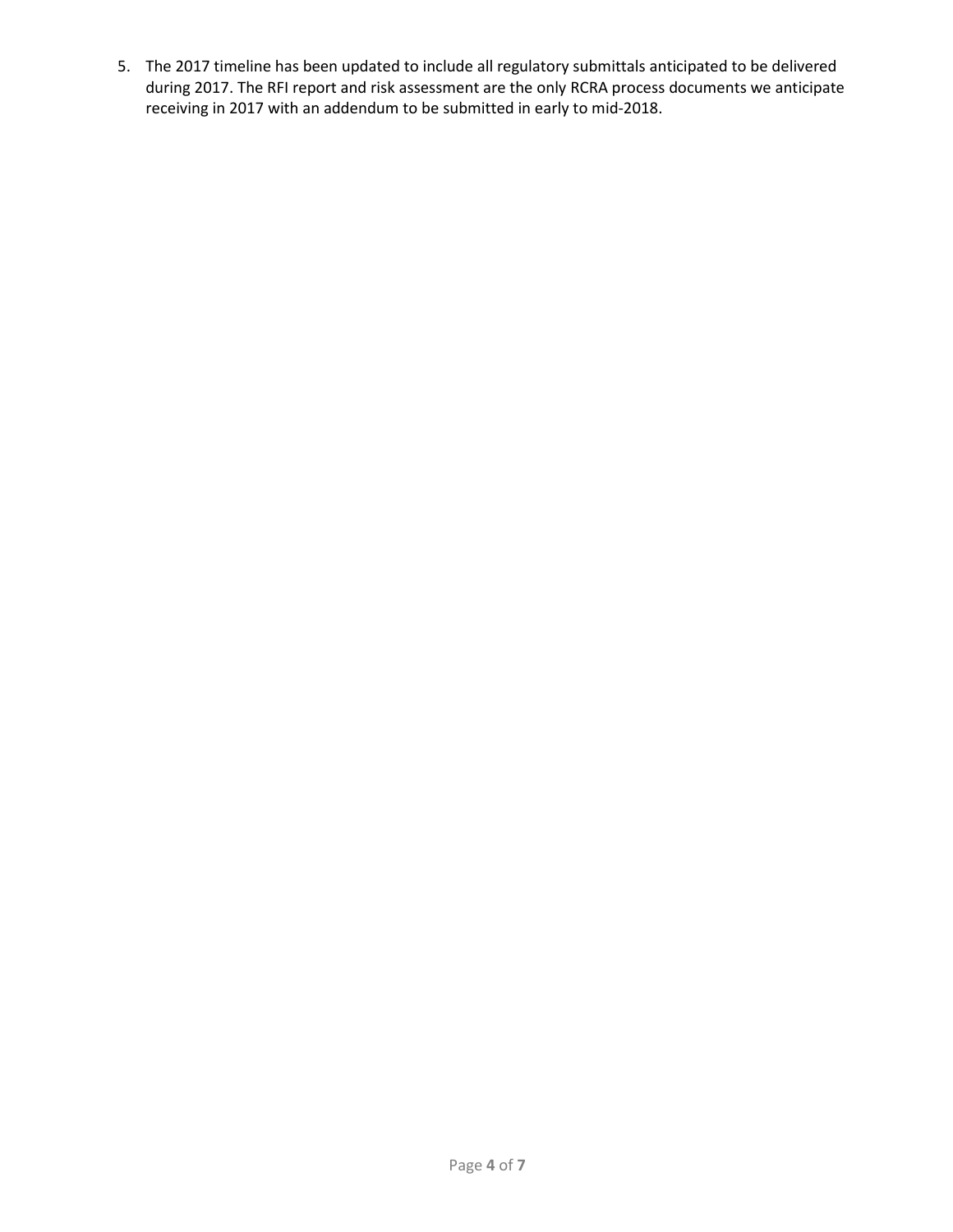5. The 2017 timeline has been updated to include all regulatory submittals anticipated to be delivered during 2017. The RFI report and risk assessment are the only RCRA process documents we anticipate receiving in 2017 with an addendum to be submitted in early to mid-2018.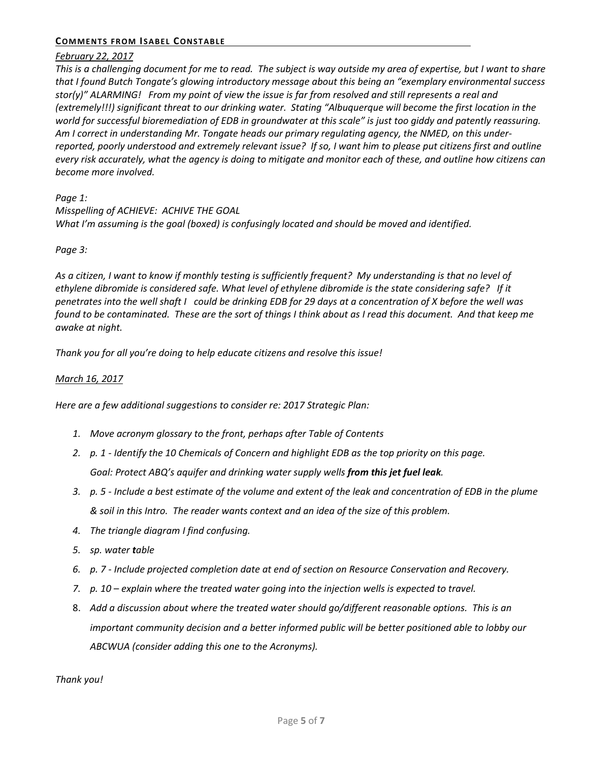## Comments from Isabel Constable

*February 22, 2017*

*This is a challenging document for me to read. The subject is way outside my area of expertise, but I want to share that I found Butch Tongate's glowing introductory message about this being an "exemplary environmental success stor(y)" ALARMING! From my point of view the issue is far from resolved and still represents a real and (extremely!!!) significant threat to our drinking water. Stating "Albuquerque will become the first location in the world for successful bioremediation of EDB in groundwater at this scale" is just too giddy and patently reassuring. Am I correct in understanding Mr. Tongate heads our primary regulating agency, the NMED, on this under-reported, poorly understood and extremely relevant issue? If so, I want him to please put citizens first and outline every risk accurately, what the agency is doing to mitigate and monitor each of these, and outline how citizens can become more involved.*

*Page 1:*
*Misspelling of ACHIEVE: ACHIVE THE GOAL*
*What I'm assuming is the goal (boxed) is confusingly located and should be moved and identified.*

*Page 3:*

*As a citizen, I want to know if monthly testing is sufficiently frequent? My understanding is that no level of ethylene dibromide is considered safe. What level of ethylene dibromide is the state considering safe? If it penetrates into the well shaft I could be drinking EDB for 29 days at a concentration of X before the well was found to be contaminated. These are the sort of things I think about as I read this document. And that keep me awake at night.*

*Thank you for all you're doing to help educate citizens and resolve this issue!*

*March 16, 2017*

*Here are a few additional suggestions to consider re: 2017 Strategic Plan:*

1. *Move acronym glossary to the front, perhaps after Table of Contents*
2. *p. 1 - Identify the 10 Chemicals of Concern and highlight EDB as the top priority on this page.*
   *Goal: Protect ABQ's aquifer and drinking water supply wells **from this jet fuel leak**.*
3. *p. 5 - Include a best estimate of the volume and extent of the leak and concentration of EDB in the plume & soil in this Intro. The reader wants context and an idea of the size of this problem.*
4. *The triangle diagram I find confusing.*
5. *sp. water **t**able*
6. *p. 7 - Include projected completion date at end of section on Resource Conservation and Recovery.*
7. *p. 10 – explain where the treated water going into the injection wells is expected to travel.*
8. *Add a discussion about where the treated water should go/different reasonable options. This is an important community decision and a better informed public will be better positioned able to lobby our ABCWUA (consider adding this one to the Acronyms).*

*Thank you!*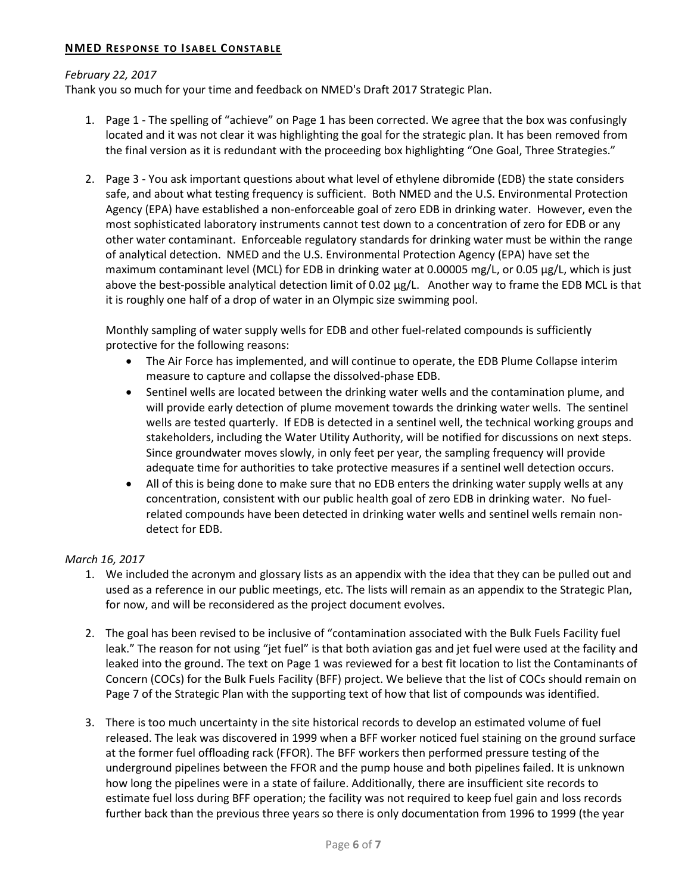## NMED RESPONSE TO ISABEL CONSTABLE

*February 22, 2017*

Thank you so much for your time and feedback on NMED's Draft 2017 Strategic Plan.

1. Page 1 - The spelling of "achieve" on Page 1 has been corrected. We agree that the box was confusingly located and it was not clear it was highlighting the goal for the strategic plan. It has been removed from the final version as it is redundant with the proceeding box highlighting "One Goal, Three Strategies."

2. Page 3 - You ask important questions about what level of ethylene dibromide (EDB) the state considers safe, and about what testing frequency is sufficient. Both NMED and the U.S. Environmental Protection Agency (EPA) have established a non-enforceable goal of zero EDB in drinking water. However, even the most sophisticated laboratory instruments cannot test down to a concentration of zero for EDB or any other water contaminant. Enforceable regulatory standards for drinking water must be within the range of analytical detection. NMED and the U.S. Environmental Protection Agency (EPA) have set the maximum contaminant level (MCL) for EDB in drinking water at 0.00005 mg/L, or 0.05 µg/L, which is just above the best-possible analytical detection limit of 0.02 µg/L. Another way to frame the EDB MCL is that it is roughly one half of a drop of water in an Olympic size swimming pool.

   Monthly sampling of water supply wells for EDB and other fuel-related compounds is sufficiently protective for the following reasons:

   - The Air Force has implemented, and will continue to operate, the EDB Plume Collapse interim measure to capture and collapse the dissolved-phase EDB.
   - Sentinel wells are located between the drinking water wells and the contamination plume, and will provide early detection of plume movement towards the drinking water wells. The sentinel wells are tested quarterly. If EDB is detected in a sentinel well, the technical working groups and stakeholders, including the Water Utility Authority, will be notified for discussions on next steps. Since groundwater moves slowly, in only feet per year, the sampling frequency will provide adequate time for authorities to take protective measures if a sentinel well detection occurs.
   - All of this is being done to make sure that no EDB enters the drinking water supply wells at any concentration, consistent with our public health goal of zero EDB in drinking water. No fuel-related compounds have been detected in drinking water wells and sentinel wells remain non-detect for EDB.

*March 16, 2017*

1. We included the acronym and glossary lists as an appendix with the idea that they can be pulled out and used as a reference in our public meetings, etc. The lists will remain as an appendix to the Strategic Plan, for now, and will be reconsidered as the project document evolves.

2. The goal has been revised to be inclusive of "contamination associated with the Bulk Fuels Facility fuel leak." The reason for not using "jet fuel" is that both aviation gas and jet fuel were used at the facility and leaked into the ground. The text on Page 1 was reviewed for a best fit location to list the Contaminants of Concern (COCs) for the Bulk Fuels Facility (BFF) project. We believe that the list of COCs should remain on Page 7 of the Strategic Plan with the supporting text of how that list of compounds was identified.

3. There is too much uncertainty in the site historical records to develop an estimated volume of fuel released. The leak was discovered in 1999 when a BFF worker noticed fuel staining on the ground surface at the former fuel offloading rack (FFOR). The BFF workers then performed pressure testing of the underground pipelines between the FFOR and the pump house and both pipelines failed. It is unknown how long the pipelines were in a state of failure. Additionally, there are insufficient site records to estimate fuel loss during BFF operation; the facility was not required to keep fuel gain and loss records further back than the previous three years so there is only documentation from 1996 to 1999 (the year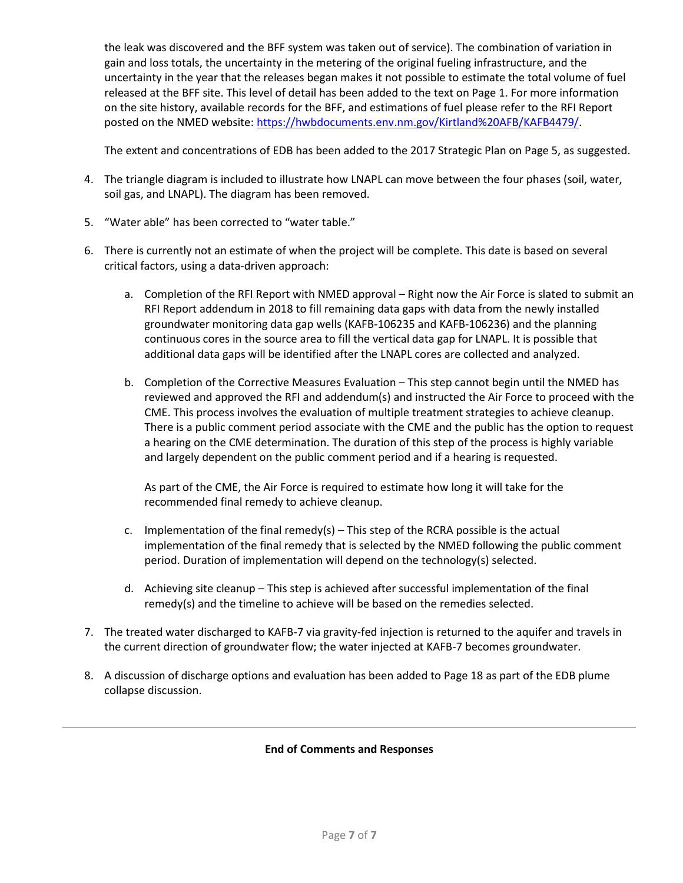the leak was discovered and the BFF system was taken out of service). The combination of variation in gain and loss totals, the uncertainty in the metering of the original fueling infrastructure, and the uncertainty in the year that the releases began makes it not possible to estimate the total volume of fuel released at the BFF site. This level of detail has been added to the text on Page 1. For more information on the site history, available records for the BFF, and estimations of fuel please refer to the RFI Report posted on the NMED website: [https://hwbdocuments.env.nm.gov/Kirtland%20AFB/KAFB4479/](https://hwbdocuments.env.nm.gov/Kirtland%20AFB/KAFB4479/).

The extent and concentrations of EDB has been added to the 2017 Strategic Plan on Page 5, as suggested.

4. The triangle diagram is included to illustrate how LNAPL can move between the four phases (soil, water, soil gas, and LNAPL). The diagram has been removed.

5. "Water able" has been corrected to "water table."

6. There is currently not an estimate of when the project will be complete. This date is based on several critical factors, using a data-driven approach:

   a. Completion of the RFI Report with NMED approval – Right now the Air Force is slated to submit an RFI Report addendum in 2018 to fill remaining data gaps with data from the newly installed groundwater monitoring data gap wells (KAFB-106235 and KAFB-106236) and the planning continuous cores in the source area to fill the vertical data gap for LNAPL. It is possible that additional data gaps will be identified after the LNAPL cores are collected and analyzed.

   b. Completion of the Corrective Measures Evaluation – This step cannot begin until the NMED has reviewed and approved the RFI and addendum(s) and instructed the Air Force to proceed with the CME. This process involves the evaluation of multiple treatment strategies to achieve cleanup. There is a public comment period associate with the CME and the public has the option to request a hearing on the CME determination. The duration of this step of the process is highly variable and largely dependent on the public comment period and if a hearing is requested.

      As part of the CME, the Air Force is required to estimate how long it will take for the recommended final remedy to achieve cleanup.

   c. Implementation of the final remedy(s) – This step of the RCRA possible is the actual implementation of the final remedy that is selected by the NMED following the public comment period. Duration of implementation will depend on the technology(s) selected.

   d. Achieving site cleanup – This step is achieved after successful implementation of the final remedy(s) and the timeline to achieve will be based on the remedies selected.

7. The treated water discharged to KAFB-7 via gravity-fed injection is returned to the aquifer and travels in the current direction of groundwater flow; the water injected at KAFB-7 becomes groundwater.

8. A discussion of discharge options and evaluation has been added to Page 18 as part of the EDB plume collapse discussion.

---

**End of Comments and Responses**